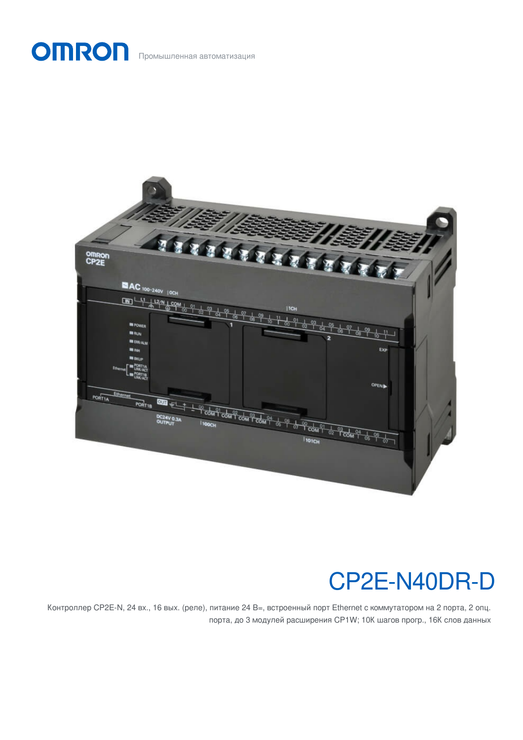OMRON Промышленная автоматизация

# CP2E-N40DR-D

Контроллер CP2E-N, 24 вх., 16 вых. (реле), питание 24 В=, встроенный порт Ethernet с коммутатором на 2 порта, 2 опц. порта, до 3 модулей расширения CP1W; 10K шагов прогр., 16K слов данных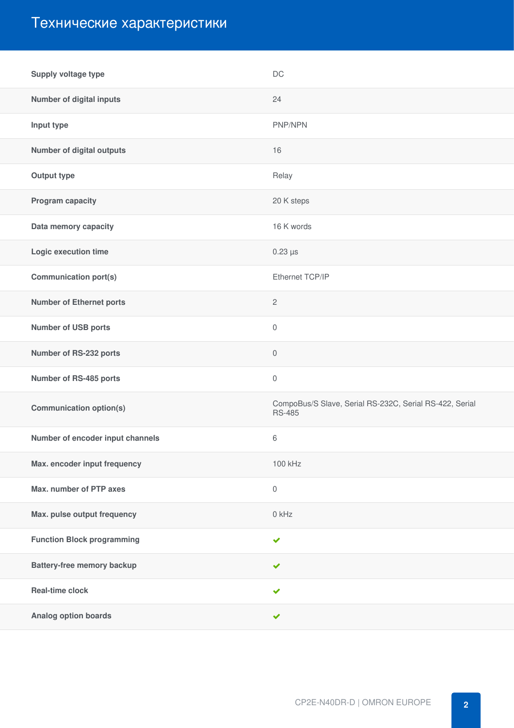# Технические характеристики

| | |
|---|---|
| **Supply voltage type** | DC |
| **Number of digital inputs** | 24 |
| **Input type** | PNP/NPN |
| **Number of digital outputs** | 16 |
| **Output type** | Relay |
| **Program capacity** | 20 K steps |
| **Data memory capacity** | 16 K words |
| **Logic execution time** | 0.23 µs |
| **Communication port(s)** | Ethernet TCP/IP |
| **Number of Ethernet ports** | 2 |
| **Number of USB ports** | 0 |
| **Number of RS-232 ports** | 0 |
| **Number of RS-485 ports** | 0 |
| **Communication option(s)** | CompoBus/S Slave, Serial RS-232C, Serial RS-422, Serial RS-485 |
| **Number of encoder input channels** | 6 |
| **Max. encoder input frequency** | 100 kHz |
| **Max. number of PTP axes** | 0 |
| **Max. pulse output frequency** | 0 kHz |
| **Function Block programming** | ✔ |
| **Battery-free memory backup** | ✔ |
| **Real-time clock** | ✔ |
| **Analog option boards** | ✔ |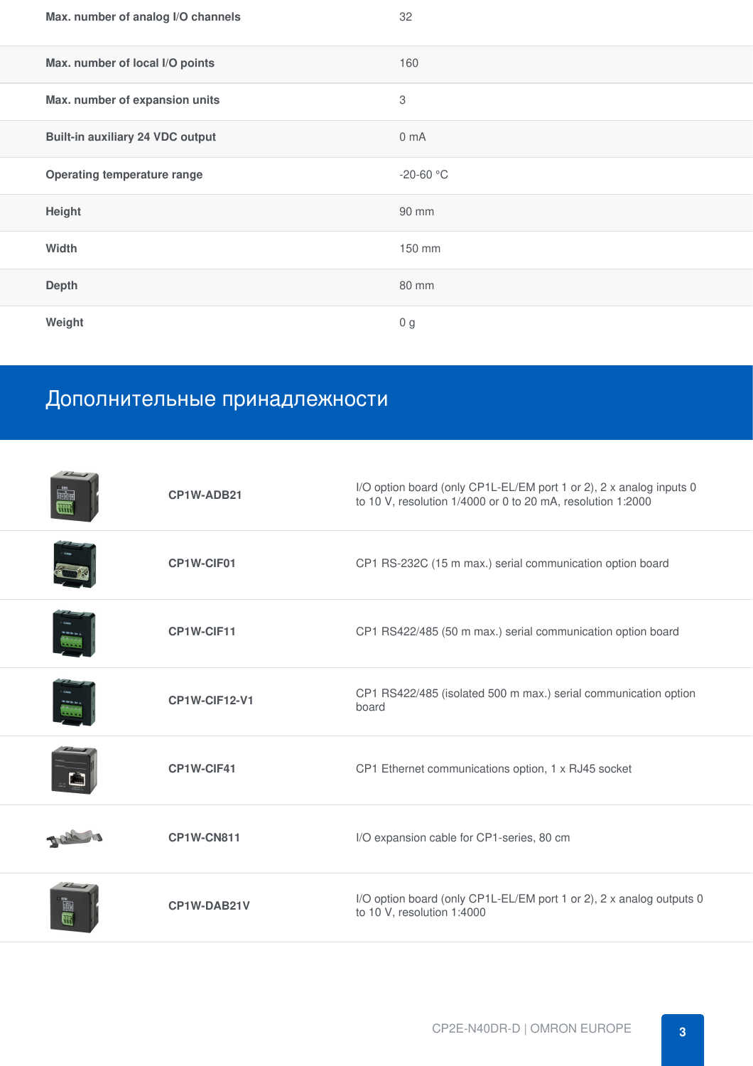| | |
|---|---|
| **Max. number of analog I/O channels** | 32 |
| **Max. number of local I/O points** | 160 |
| **Max. number of expansion units** | 3 |
| **Built-in auxiliary 24 VDC output** | 0 mA |
| **Operating temperature range** | -20-60 °C |
| **Height** | 90 mm |
| **Width** | 150 mm |
| **Depth** | 80 mm |
| **Weight** | 0 g |

## Дополнительные принадлежности

| | |
|---|---|
| **CP1W-ADB21** | I/O option board (only CP1L-EL/EM port 1 or 2), 2 x analog inputs 0 to 10 V, resolution 1/4000 or 0 to 20 mA, resolution 1:2000 |
| **CP1W-CIF01** | CP1 RS-232C (15 m max.) serial communication option board |
| **CP1W-CIF11** | CP1 RS422/485 (50 m max.) serial communication option board |
| **CP1W-CIF12-V1** | CP1 RS422/485 (isolated 500 m max.) serial communication option board |
| **CP1W-CIF41** | CP1 Ethernet communications option, 1 x RJ45 socket |
| **CP1W-CN811** | I/O expansion cable for CP1-series, 80 cm |
| **CP1W-DAB21V** | I/O option board (only CP1L-EL/EM port 1 or 2), 2 x analog outputs 0 to 10 V, resolution 1:4000 |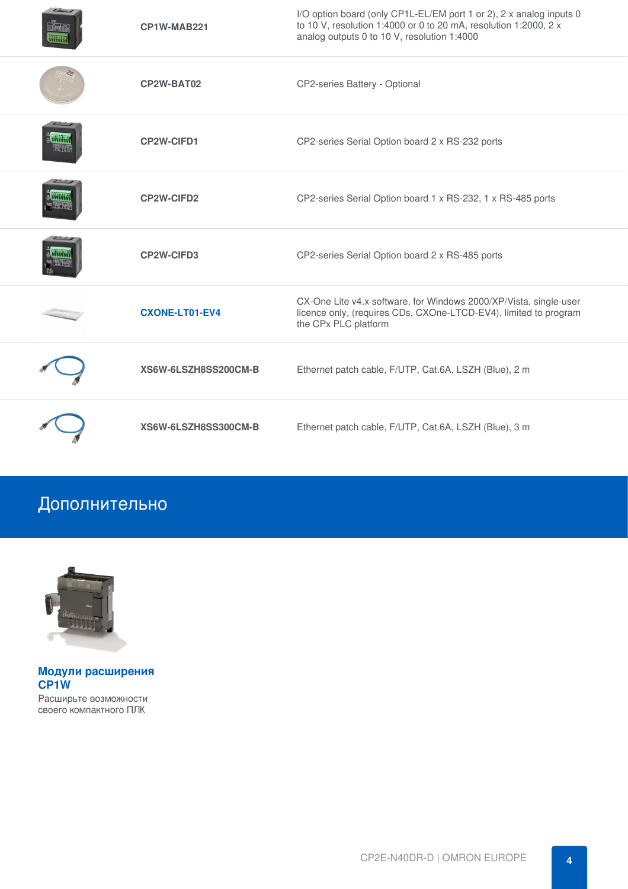| | | |
|---|---|---|
| | **CP1W-MAB221** | I/O option board (only CP1L-EL/EM port 1 or 2), 2 x analog inputs 0 to 10 V, resolution 1:4000 or 0 to 20 mA, resolution 1:2000, 2 x analog outputs 0 to 10 V, resolution 1:4000 |
| | **CP2W-BAT02** | CP2-series Battery - Optional |
| | **CP2W-CIFD1** | CP2-series Serial Option board 2 x RS-232 ports |
| | **CP2W-CIFD2** | CP2-series Serial Option board 1 x RS-232, 1 x RS-485 ports |
| | **CP2W-CIFD3** | CP2-series Serial Option board 2 x RS-485 ports |
| | **CXONE-LT01-EV4** | CX-One Lite v4.x software, for Windows 2000/XP/Vista, single-user licence only, (requires CDs, CXOne-LTCD-EV4), limited to program the CPx PLC platform |
| | **XS6W-6LSZH8SS200CM-B** | Ethernet patch cable, F/UTP, Cat.6A, LSZH (Blue), 2 m |
| | **XS6W-6LSZH8SS300CM-B** | Ethernet patch cable, F/UTP, Cat.6A, LSZH (Blue), 3 m |

# Дополнительно

**Модули расширения CP1W**

Расширьте возможности своего компактного ПЛК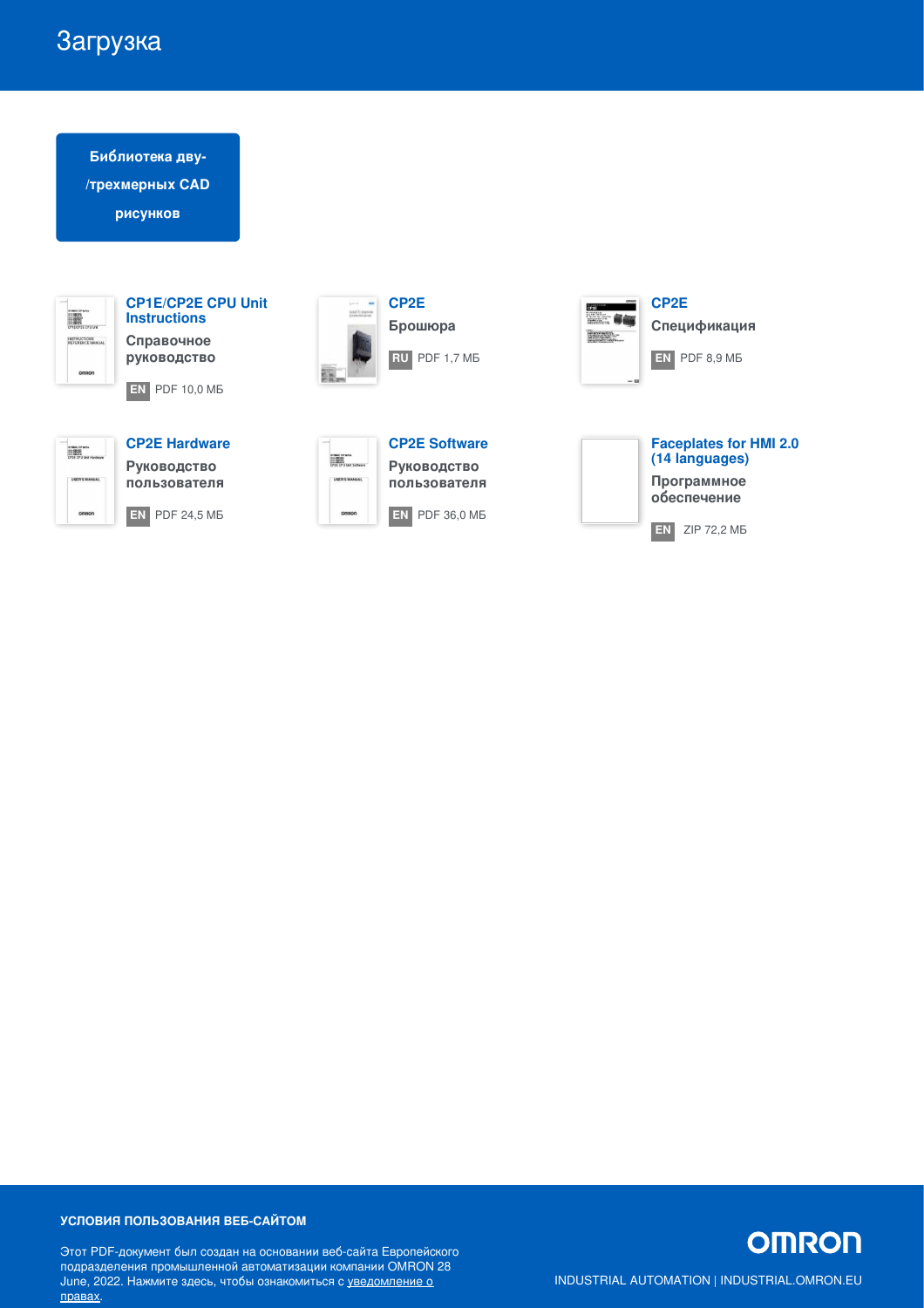# Загрузка

**Библиотека дву-/трехмерных CAD рисунков**

**CP1E/CP2E CPU Unit Instructions**
Справочное руководство
EN PDF 10,0 МБ

**CP2E**
Брошюра
RU PDF 1,7 МБ

**CP2E**
Спецификация
EN PDF 8,9 МБ

**CP2E Hardware**
Руководство пользователя
EN PDF 24,5 МБ

**CP2E Software**
Руководство пользователя
EN PDF 36,0 МБ

**Faceplates for HMI 2.0 (14 languages)**
Программное обеспечение
EN ZIP 72,2 МБ

**УСЛОВИЯ ПОЛЬЗОВАНИЯ ВЕБ-САЙТОМ**

Этот PDF-документ был создан на основании веб-сайта Европейского подразделения промышленной автоматизации компании OMRON 28 June, 2022. Нажмите здесь, чтобы ознакомиться с уведомление о правах.

OMRON

INDUSTRIAL AUTOMATION | INDUSTRIAL.OMRON.EU